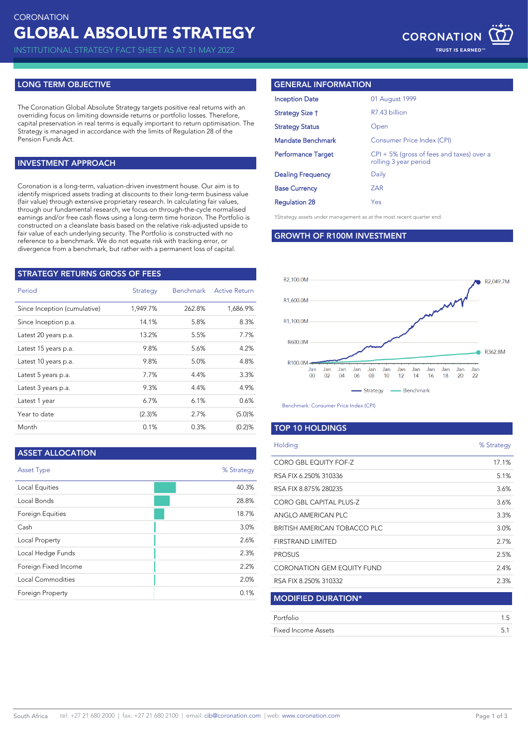CORONATION

# GLOBAL ABSOLUTE STRATEGY

INSTITUTIONAL STRATEGY FACT SHEET AS AT 31 MAY 2022

CORONATION
TRUST IS EARNED™

## LONG TERM OBJECTIVE

The Coronation Global Absolute Strategy targets positive real returns with an overriding focus on limiting downside returns or portfolio losses. Therefore, capital preservation in real terms is equally important to return optimisation. The Strategy is managed in accordance with the limits of Regulation 28 of the Pension Funds Act.

## INVESTMENT APPROACH

Coronation is a long-term, valuation-driven investment house. Our aim is to identify mispriced assets trading at discounts to their long-term business value (fair value) through extensive proprietary research. In calculating fair values, through our fundamental research, we focus on through-the-cycle normalised earnings and/or free cash flows using a long-term time horizon. The Portfolio is constructed on a cleanslate basis based on the relative risk-adjusted upside to fair value of each underlying security. The Portfolio is constructed with no reference to a benchmark. We do not equate risk with tracking error, or divergence from a benchmark, but rather with a permanent loss of capital.

## STRATEGY RETURNS GROSS OF FEES

| Period | Strategy | Benchmark | Active Return |
|---|---|---|---|
| Since Inception (cumulative) | 1,949.7% | 262.8% | 1,686.9% |
| Since Inception p.a. | 14.1% | 5.8% | 8.3% |
| Latest 20 years p.a. | 13.2% | 5.5% | 7.7% |
| Latest 15 years p.a. | 9.8% | 5.6% | 4.2% |
| Latest 10 years p.a. | 9.8% | 5.0% | 4.8% |
| Latest 5 years p.a. | 7.7% | 4.4% | 3.3% |
| Latest 3 years p.a. | 9.3% | 4.4% | 4.9% |
| Latest 1 year | 6.7% | 6.1% | 0.6% |
| Year to date | (2.3)% | 2.7% | (5.0)% |
| Month | 0.1% | 0.3% | (0.2)% |

## ASSET ALLOCATION

| Asset Type | % Strategy |
|---|---|
| Local Equities | 40.3% |
| Local Bonds | 28.8% |
| Foreign Equities | 18.7% |
| Cash | 3.0% |
| Local Property | 2.6% |
| Local Hedge Funds | 2.3% |
| Foreign Fixed Income | 2.2% |
| Local Commodities | 2.0% |
| Foreign Property | 0.1% |

## GENERAL INFORMATION

| | |
|---|---|
| Inception Date | 01 August 1999 |
| Strategy Size † | R7.43 billion |
| Strategy Status | Open |
| Mandate Benchmark | Consumer Price Index (CPI) |
| Performance Target | CPI + 5% (gross of fees and taxes) over a rolling 3 year period |
| Dealing Frequency | Daily |
| Base Currency | ZAR |
| Regulation 28 | Yes |

†Strategy assets under management as at the most recent quarter end.

## GROWTH OF R100M INVESTMENT

Strategy: R2,049.7M; Benchmark: R362.8M

Benchmark: Consumer Price Index (CPI)

## TOP 10 HOLDINGS

| Holding | % Strategy |
|---|---|
| CORO GBL EQUITY FOF-Z | 17.1% |
| RSA FIX 6.250% 310336 | 5.1% |
| RSA FIX 8.875% 280235 | 3.6% |
| CORO GBL CAPITAL PLUS-Z | 3.6% |
| ANGLO AMERICAN PLC | 3.3% |
| BRITISH AMERICAN TOBACCO PLC | 3.0% |
| FIRSTRAND LIMITED | 2.7% |
| PROSUS | 2.5% |
| CORONATION GEM EQUITY FUND | 2.4% |
| RSA FIX 8.250% 310332 | 2.3% |

## MODIFIED DURATION*

| | |
|---|---|
| Portfolio | 1.5 |
| Fixed Income Assets | 5.1 |

South Africa tel: +27 21 680 2000 | fax: +27 21 680 2100 | email: cib@coronation.com | web: www.coronation.com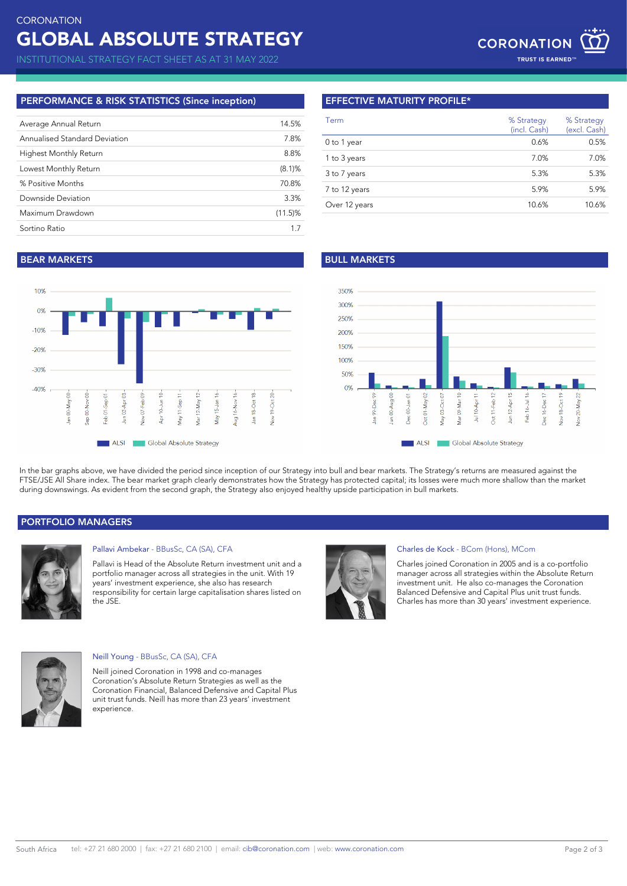## PERFORMANCE & RISK STATISTICS (Since inception)

| | |
|---|---|
| Average Annual Return | 14.5% |
| Annualised Standard Deviation | 7.8% |
| Highest Monthly Return | 8.8% |
| Lowest Monthly Return | (8.1)% |
| % Positive Months | 70.8% |
| Downside Deviation | 3.3% |
| Maximum Drawdown | (11.5)% |
| Sortino Ratio | 1.7 |

## EFFECTIVE MATURITY PROFILE*

| Term | % Strategy (incl. Cash) | % Strategy (excl. Cash) |
|---|---|---|
| 0 to 1 year | 0.6% | 0.5% |
| 1 to 3 years | 7.0% | 7.0% |
| 3 to 7 years | 5.3% | 5.3% |
| 7 to 12 years | 5.9% | 5.9% |
| Over 12 years | 10.6% | 10.6% |

## BEAR MARKETS

## BULL MARKETS

In the bar graphs above, we have divided the period since inception of our Strategy into bull and bear markets. The Strategy's returns are measured against the FTSE/JSE All Share index. The bear market graph clearly demonstrates how the Strategy has protected capital; its losses were much more shallow than the market during downswings. As evident from the second graph, the Strategy also enjoyed healthy upside participation in bull markets.

## PORTFOLIO MANAGERS

**Pallavi Ambekar** - BBusSc, CA (SA), CFA

Pallavi is Head of the Absolute Return investment unit and a portfolio manager across all strategies in the unit. With 19 years' investment experience, she also has research responsibility for certain large capitalisation shares listed on the JSE.

**Charles de Kock** - BCom (Hons), MCom

Charles joined Coronation in 2005 and is a co-portfolio manager across all strategies within the Absolute Return investment unit. He also co-manages the Coronation Balanced Defensive and Capital Plus unit trust funds. Charles has more than 30 years' investment experience.

**Neill Young** - BBusSc, CA (SA), CFA

Neill joined Coronation in 1998 and co-manages Coronation's Absolute Return Strategies as well as the Coronation Financial, Balanced Defensive and Capital Plus unit trust funds. Neill has more than 23 years' investment experience.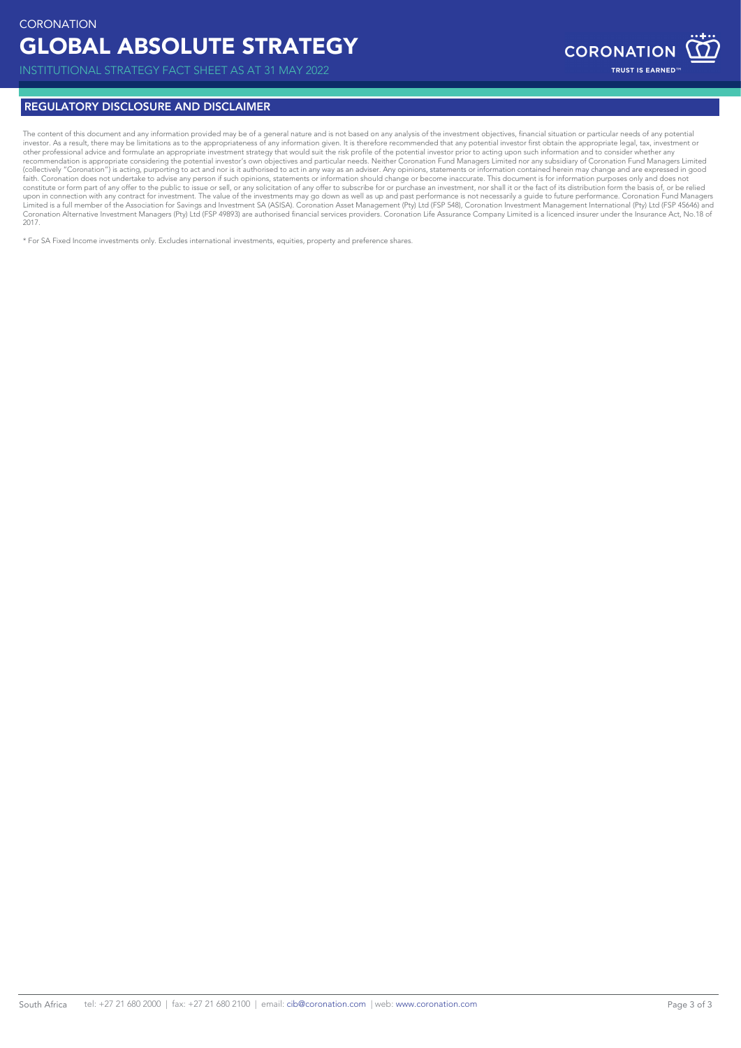## REGULATORY DISCLOSURE AND DISCLAIMER

The content of this document and any information provided may be of a general nature and is not based on any analysis of the investment objectives, financial situation or particular needs of any potential investor. As a result, there may be limitations as to the appropriateness of any information given. It is therefore recommended that any potential investor first obtain the appropriate legal, tax, investment or other professional advice and formulate an appropriate investment strategy that would suit the risk profile of the potential investor prior to acting upon such information and to consider whether any recommendation is appropriate considering the potential investor's own objectives and particular needs. Neither Coronation Fund Managers Limited nor any subsidiary of Coronation Fund Managers Limited (collectively "Coronation") is acting, purporting to act and nor is it authorised to act in any way as an adviser. Any opinions, statements or information contained herein may change and are expressed in good faith. Coronation does not undertake to advise any person if such opinions, statements or information should change or become inaccurate. This document is for information purposes only and does not constitute or form part of any offer to the public to issue or sell, or any solicitation of any offer to subscribe for or purchase an investment, nor shall it or the fact of its distribution form the basis of, or be relied upon in connection with any contract for investment. The value of the investments may go down as well as up and past performance is not necessarily a guide to future performance. Coronation Fund Managers Limited is a full member of the Association for Savings and Investment SA (ASISA). Coronation Asset Management (Pty) Ltd (FSP 548), Coronation Investment Management International (Pty) Ltd (FSP 45646) and Coronation Alternative Investment Managers (Pty) Ltd (FSP 49893) are authorised financial services providers. Coronation Life Assurance Company Limited is a licenced insurer under the Insurance Act, No.18 of 2017.

* For SA Fixed Income investments only. Excludes international investments, equities, property and preference shares.

South Africa tel: +27 21 680 2000 | fax: +27 21 680 2100 | email: cib@coronation.com | web: www.coronation.com